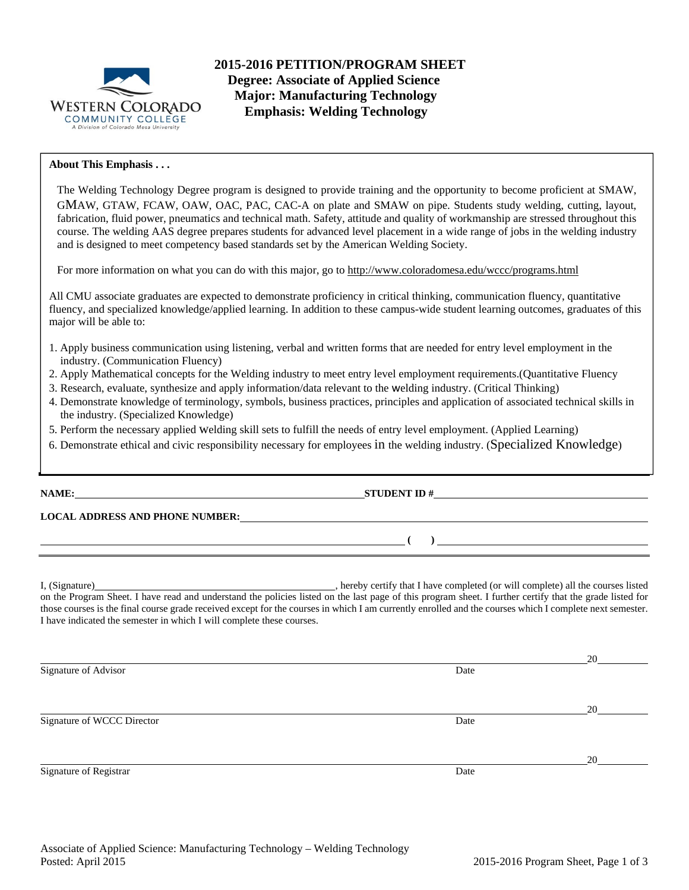# 2015-2016 PETITION/PROGRAM SHEET
## Degree: Associate of Applied Science
## Major: Manufacturing Technology
## Emphasis: Welding Technology

**About This Emphasis . . .**

The Welding Technology Degree program is designed to provide training and the opportunity to become proficient at SMAW, GMAW, GTAW, FCAW, OAW, OAC, PAC, CAC-A on plate and SMAW on pipe. Students study welding, cutting, layout, fabrication, fluid power, pneumatics and technical math. Safety, attitude and quality of workmanship are stressed throughout this course. The welding AAS degree prepares students for advanced level placement in a wide range of jobs in the welding industry and is designed to meet competency based standards set by the American Welding Society.

For more information on what you can do with this major, go to http://www.coloradomesa.edu/wccc/programs.html

All CMU associate graduates are expected to demonstrate proficiency in critical thinking, communication fluency, quantitative fluency, and specialized knowledge/applied learning. In addition to these campus-wide student learning outcomes, graduates of this major will be able to:

1. Apply business communication using listening, verbal and written forms that are needed for entry level employment in the industry. (Communication Fluency)
2. Apply Mathematical concepts for the Welding industry to meet entry level employment requirements.(Quantitative Fluency
3. Research, evaluate, synthesize and apply information/data relevant to the welding industry. (Critical Thinking)
4. Demonstrate knowledge of terminology, symbols, business practices, principles and application of associated technical skills in the industry. (Specialized Knowledge)
5. Perform the necessary applied welding skill sets to fulfill the needs of entry level employment. (Applied Learning)
6. Demonstrate ethical and civic responsibility necessary for employees in the welding industry. (Specialized Knowledge)

**NAME:** \_\_\_\_\_\_\_\_\_\_\_\_\_\_\_\_\_\_\_\_ **STUDENT ID #** \_\_\_\_\_\_\_\_\_\_\_\_\_\_\_\_\_\_\_\_

**LOCAL ADDRESS AND PHONE NUMBER:** \_\_\_\_\_\_\_\_\_\_\_\_\_\_\_\_\_\_\_\_

\_\_\_\_\_\_\_\_\_\_\_\_\_\_\_\_\_\_\_\_ **( )** \_\_\_\_\_\_\_\_\_\_\_\_\_\_\_\_\_\_\_\_

I, (Signature)\_\_\_\_\_\_\_\_\_\_\_\_\_\_\_\_\_\_\_\_, hereby certify that I have completed (or will complete) all the courses listed on the Program Sheet. I have read and understand the policies listed on the last page of this program sheet. I further certify that the grade listed for those courses is the final course grade received except for the courses in which I am currently enrolled and the courses which I complete next semester. I have indicated the semester in which I will complete these courses.

\_\_\_\_\_\_\_\_\_\_\_\_\_\_\_\_\_\_\_\_ 20\_\_\_\_\_\_
Signature of Advisor Date

\_\_\_\_\_\_\_\_\_\_\_\_\_\_\_\_\_\_\_\_ 20\_\_\_\_\_\_
Signature of WCCC Director Date

\_\_\_\_\_\_\_\_\_\_\_\_\_\_\_\_\_\_\_\_ 20\_\_\_\_\_\_
Signature of Registrar Date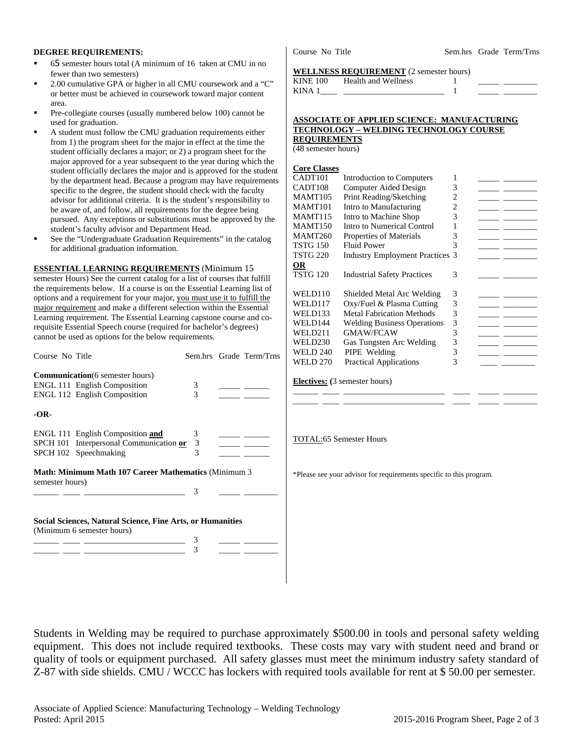### DEGREE REQUIREMENTS:

- 65 semester hours total (A minimum of 16 taken at CMU in no fewer than two semesters)
- 2.00 cumulative GPA or higher in all CMU coursework and a "C" or better must be achieved in coursework toward major content area.
- Pre-collegiate courses (usually numbered below 100) cannot be used for graduation.
- A student must follow the CMU graduation requirements either from 1) the program sheet for the major in effect at the time the student officially declares a major; or 2) a program sheet for the major approved for a year subsequent to the year during which the student officially declares the major and is approved for the student by the department head. Because a program may have requirements specific to the degree, the student should check with the faculty advisor for additional criteria. It is the student's responsibility to be aware of, and follow, all requirements for the degree being pursued. Any exceptions or substitutions must be approved by the student's faculty advisor and Department Head.
- See the "Undergraduate Graduation Requirements" in the catalog for additional graduation information.

**ESSENTIAL LEARNING REQUIREMENTS** (Minimum 15 semester Hours) See the current catalog for a list of courses that fulfill the requirements below. If a course is on the Essential Learning list of options and a requirement for your major, you must use it to fulfill the major requirement and make a different selection within the Essential Learning requirement. The Essential Learning capstone course and co-requisite Essential Speech course (required for bachelor's degrees) cannot be used as options for the below requirements.

| Course No Title | Sem.hrs | Grade | Term/Trns |
|---|---|---|---|
| **Communication** (6 semester hours) | | | |
| ENGL 111 English Composition | 3 | _____ | ______ |
| ENGL 112 English Composition | 3 | _____ | ______ |
| **-OR-** | | | |
| ENGL 111 English Composition **and** | 3 | _____ | ______ |
| SPCH 101 Interpersonal Communication **or** | 3 | _____ | ______ |
| SPCH 102 Speechmaking | 3 | _____ | ______ |
| **Math: Minimum Math 107 Career Mathematics** (Minimum 3 semester hours) | | | |
| ______ ____ _______________________ | 3 | _____ | ________ |
| **Social Sciences, Natural Science, Fine Arts, or Humanities** (Minimum 6 semester hours) | | | |
| ______ ____ _______________________ | 3 | _____ | ________ |
| ______ ____ _______________________ | 3 | _____ | ________ |

| Course No Title | | Sem.hrs | Grade | Term/Trns |
|---|---|---|---|---|
| **WELLNESS REQUIREMENT** (2 semester hours) | | | | |
| KINE 100 | Health and Wellness | 1 | _____ | ________ |
| KINA 1____ | ________________________ | 1 | _____ | ________ |

**ASSOCIATE OF APPLIED SCIENCE: MANUFACTURING TECHNOLOGY – WELDING TECHNOLOGY COURSE REQUIREMENTS**
(48 semester hours)

| Core Classes | | | | |
|---|---|---|---|---|
| CADT101 | Introduction to Computers | 1 | _____ | ________ |
| CADT108 | Computer Aided Design | 3 | _____ | ________ |
| MAMT105 | Print Reading/Sketching | 2 | _____ | ________ |
| MAMT101 | Intro to Manufacturing | 2 | _____ | ________ |
| MAMT115 | Intro to Machine Shop | 3 | _____ | ________ |
| MAMT150 | Intro to Numerical Control | 1 | _____ | ________ |
| MAMT260 | Properties of Materials | 3 | _____ | ________ |
| TSTG 150 | Fluid Power | 3 | _____ | ________ |
| TSTG 220 | Industry Employment Practices | 3 | _____ | ________ |
| **OR** | | | | |
| TSTG 120 | Industrial Safety Practices | 3 | _____ | ________ |
| WELD110 | Shielded Metal Arc Welding | 3 | _____ | ________ |
| WELD117 | Oxy/Fuel & Plasma Cutting | 3 | _____ | ________ |
| WELD133 | Metal Fabrication Methods | 3 | _____ | ________ |
| WELD144 | Welding Business Operations | 3 | _____ | ________ |
| WELD211 | GMAW/FCAW | 3 | _____ | ________ |
| WELD230 | Gas Tungsten Arc Welding | 3 | _____ | ________ |
| WELD 240 | PIPE Welding | 3 | _____ | ________ |
| WELD 270 | Practical Applications | 3 | _____ | ________ |

**Electives:** (3 semester hours)

| | | | | | |
|---|---|---|---|---|---|
| ______ | ____ | _______________________ | ____ | _____ | ________ |
| ______ | ____ | _______________________ | ____ | _____ | ________ |

TOTAL:65 Semester Hours

*Please see your advisor for requirements specific to this program.

Students in Welding may be required to purchase approximately $500.00 in tools and personal safety welding equipment. This does not include required textbooks. These costs may vary with student need and brand or quality of tools or equipment purchased. All safety glasses must meet the minimum industry safety standard of Z-87 with side shields. CMU / WCCC has lockers with required tools available for rent at $ 50.00 per semester.

Associate of Applied Science: Manufacturing Technology – Welding Technology
Posted: April 2015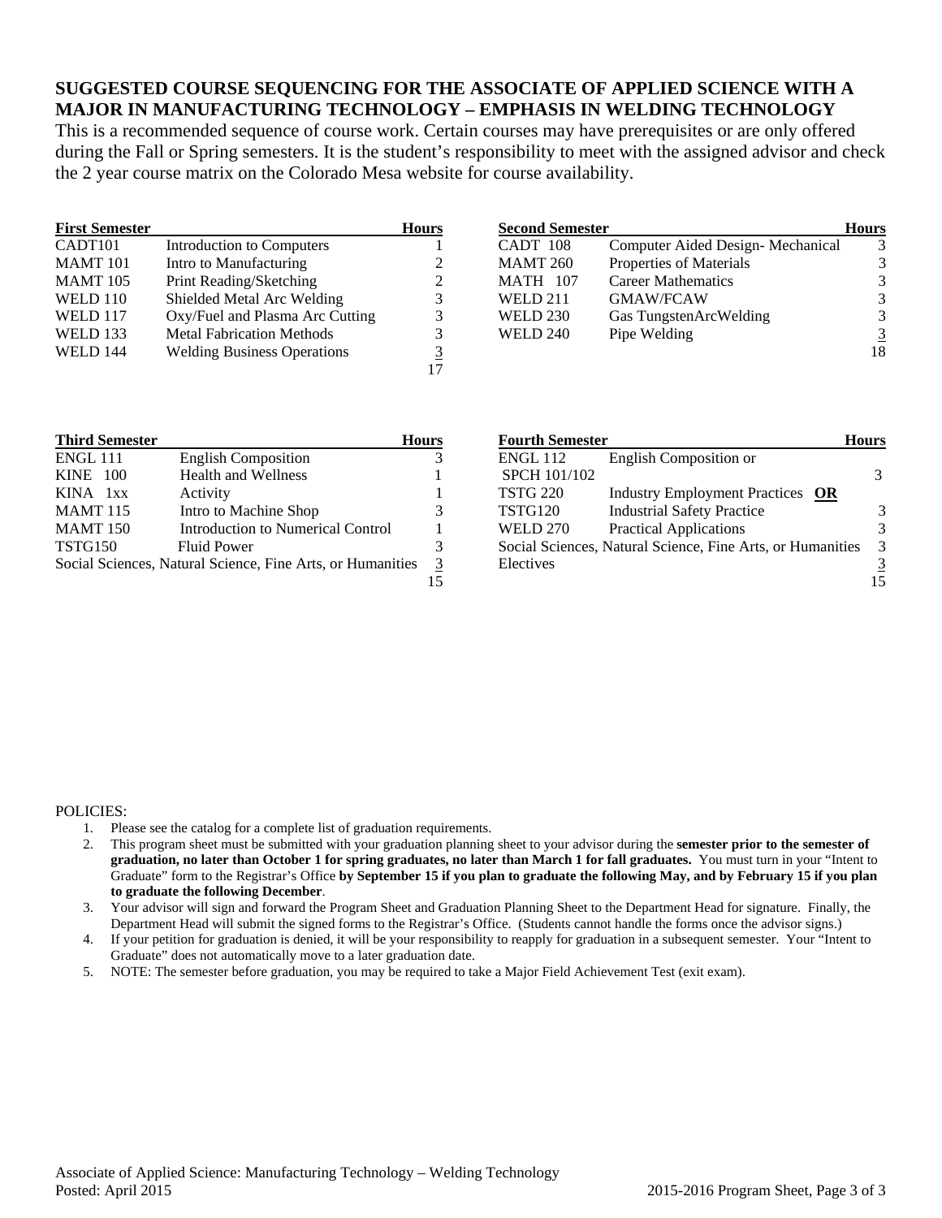## SUGGESTED COURSE SEQUENCING FOR THE ASSOCIATE OF APPLIED SCIENCE WITH A MAJOR IN MANUFACTURING TECHNOLOGY – EMPHASIS IN WELDING TECHNOLOGY

This is a recommended sequence of course work. Certain courses may have prerequisites or are only offered during the Fall or Spring semesters. It is the student's responsibility to meet with the assigned advisor and check the 2 year course matrix on the Colorado Mesa website for course availability.

| First Semester | | Hours |
|---|---|---|
| CADT101 | Introduction to Computers | 1 |
| MAMT 101 | Intro to Manufacturing | 2 |
| MAMT 105 | Print Reading/Sketching | 2 |
| WELD 110 | Shielded Metal Arc Welding | 3 |
| WELD 117 | Oxy/Fuel and Plasma Arc Cutting | 3 |
| WELD 133 | Metal Fabrication Methods | 3 |
| WELD 144 | Welding Business Operations | 3 |
| | | 17 |

| Second Semester | | Hours |
|---|---|---|
| CADT 108 | Computer Aided Design- Mechanical | 3 |
| MAMT 260 | Properties of Materials | 3 |
| MATH 107 | Career Mathematics | 3 |
| WELD 211 | GMAW/FCAW | 3 |
| WELD 230 | Gas TungstenArcWelding | 3 |
| WELD 240 | Pipe Welding | 3 |
| | | 18 |

| Third Semester | | Hours |
|---|---|---|
| ENGL 111 | English Composition | 3 |
| KINE 100 | Health and Wellness | 1 |
| KINA 1xx | Activity | 1 |
| MAMT 115 | Intro to Machine Shop | 3 |
| MAMT 150 | Introduction to Numerical Control | 1 |
| TSTG150 | Fluid Power | 3 |
| Social Sciences, Natural Science, Fine Arts, or Humanities | | 3 |
| | | 15 |

| Fourth Semester | | Hours |
|---|---|---|
| ENGL 112 SPCH 101/102 | English Composition or | 3 |
| TSTG 220 | Industry Employment Practices **OR** | |
| TSTG120 | Industrial Safety Practice | 3 |
| WELD 270 | Practical Applications | 3 |
| Social Sciences, Natural Science, Fine Arts, or Humanities | | 3 |
| Electives | | 3 |
| | | 15 |

POLICIES:

1. Please see the catalog for a complete list of graduation requirements.
2. This program sheet must be submitted with your graduation planning sheet to your advisor during the **semester prior to the semester of graduation, no later than October 1 for spring graduates, no later than March 1 for fall graduates.** You must turn in your "Intent to Graduate" form to the Registrar's Office **by September 15 if you plan to graduate the following May, and by February 15 if you plan to graduate the following December**.
3. Your advisor will sign and forward the Program Sheet and Graduation Planning Sheet to the Department Head for signature. Finally, the Department Head will submit the signed forms to the Registrar's Office. (Students cannot handle the forms once the advisor signs.)
4. If your petition for graduation is denied, it will be your responsibility to reapply for graduation in a subsequent semester. Your "Intent to Graduate" does not automatically move to a later graduation date.
5. NOTE: The semester before graduation, you may be required to take a Major Field Achievement Test (exit exam).